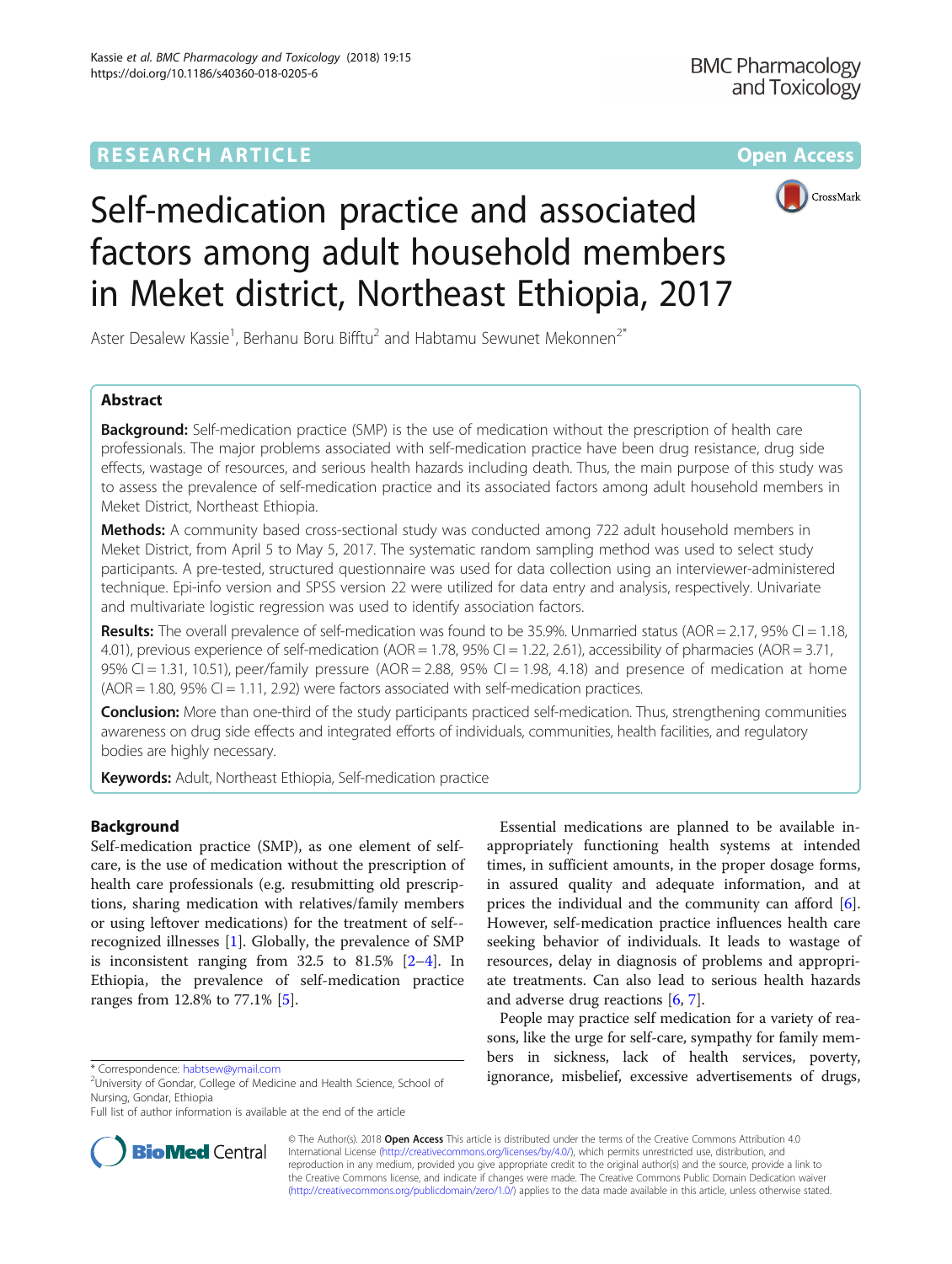RESEARCH ARTICLE

Open Access

# Self-medication practice and associated factors among adult household members in Meket district, Northeast Ethiopia, 2017

Aster Desalew Kassie[1], Berhanu Boru Bifftu[2] and Habtamu Sewunet Mekonnen[2*]

## Abstract

**Background:** Self-medication practice (SMP) is the use of medication without the prescription of health care professionals. The major problems associated with self-medication practice have been drug resistance, drug side effects, wastage of resources, and serious health hazards including death. Thus, the main purpose of this study was to assess the prevalence of self-medication practice and its associated factors among adult household members in Meket District, Northeast Ethiopia.

**Methods:** A community based cross-sectional study was conducted among 722 adult household members in Meket District, from April 5 to May 5, 2017. The systematic random sampling method was used to select study participants. A pre-tested, structured questionnaire was used for data collection using an interviewer-administered technique. Epi-info version and SPSS version 22 were utilized for data entry and analysis, respectively. Univariate and multivariate logistic regression was used to identify association factors.

**Results:** The overall prevalence of self-medication was found to be 35.9%. Unmarried status (AOR = 2.17, 95% CI = 1.18, 4.01), previous experience of self-medication (AOR = 1.78, 95% CI = 1.22, 2.61), accessibility of pharmacies (AOR = 3.71, 95% CI = 1.31, 10.51), peer/family pressure (AOR = 2.88, 95% CI = 1.98, 4.18) and presence of medication at home (AOR = 1.80, 95% CI = 1.11, 2.92) were factors associated with self-medication practices.

**Conclusion:** More than one-third of the study participants practiced self-medication. Thus, strengthening communities awareness on drug side effects and integrated efforts of individuals, communities, health facilities, and regulatory bodies are highly necessary.

**Keywords:** Adult, Northeast Ethiopia, Self-medication practice

## Background

Self-medication practice (SMP), as one element of self-care, is the use of medication without the prescription of health care professionals (e.g. resubmitting old prescriptions, sharing medication with relatives/family members or using leftover medications) for the treatment of self--recognized illnesses [1]. Globally, the prevalence of SMP is inconsistent ranging from 32.5 to 81.5% [2–4]. In Ethiopia, the prevalence of self-medication practice ranges from 12.8% to 77.1% [5].

Essential medications are planned to be available in-appropriately functioning health systems at intended times, in sufficient amounts, in the proper dosage forms, in assured quality and adequate information, and at prices the individual and the community can afford [6]. However, self-medication practice influences health care seeking behavior of individuals. It leads to wastage of resources, delay in diagnosis of problems and appropriate treatments. Can also lead to serious health hazards and adverse drug reactions [6, 7].

People may practice self medication for a variety of reasons, like the urge for self-care, sympathy for family members in sickness, lack of health services, poverty, ignorance, misbelief, excessive advertisements of drugs,

* Correspondence: habtsew@ymail.com
[2]University of Gondar, College of Medicine and Health Science, School of Nursing, Gondar, Ethiopia
Full list of author information is available at the end of the article

© The Author(s). 2018 **Open Access** This article is distributed under the terms of the Creative Commons Attribution 4.0 International License (http://creativecommons.org/licenses/by/4.0/), which permits unrestricted use, distribution, and reproduction in any medium, provided you give appropriate credit to the original author(s) and the source, provide a link to the Creative Commons license, and indicate if changes were made. The Creative Commons Public Domain Dedication waiver (http://creativecommons.org/publicdomain/zero/1.0/) applies to the data made available in this article, unless otherwise stated.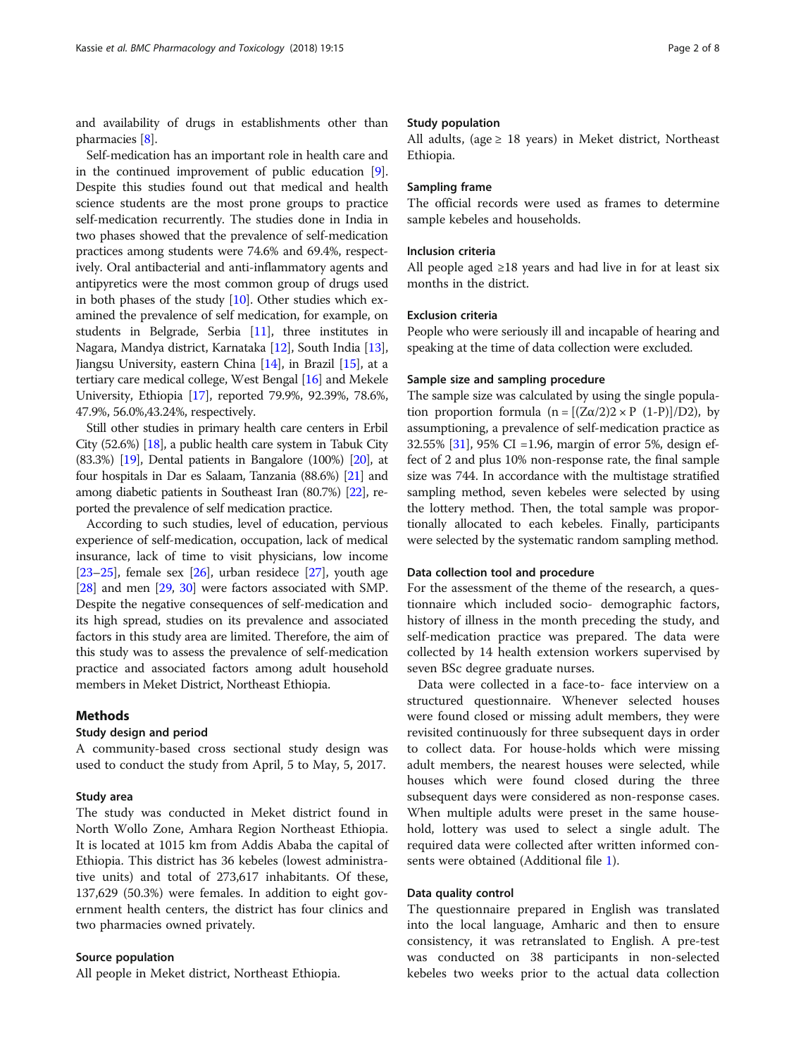and availability of drugs in establishments other than pharmacies [8].

Self-medication has an important role in health care and in the continued improvement of public education [9]. Despite this studies found out that medical and health science students are the most prone groups to practice self-medication recurrently. The studies done in India in two phases showed that the prevalence of self-medication practices among students were 74.6% and 69.4%, respectively. Oral antibacterial and anti-inflammatory agents and antipyretics were the most common group of drugs used in both phases of the study [10]. Other studies which examined the prevalence of self medication, for example, on students in Belgrade, Serbia [11], three institutes in Nagara, Mandya district, Karnataka [12], South India [13], Jiangsu University, eastern China [14], in Brazil [15], at a tertiary care medical college, West Bengal [16] and Mekele University, Ethiopia [17], reported 79.9%, 92.39%, 78.6%, 47.9%, 56.0%,43.24%, respectively.

Still other studies in primary health care centers in Erbil City (52.6%) [18], a public health care system in Tabuk City (83.3%) [19], Dental patients in Bangalore (100%) [20], at four hospitals in Dar es Salaam, Tanzania (88.6%) [21] and among diabetic patients in Southeast Iran (80.7%) [22], reported the prevalence of self medication practice.

According to such studies, level of education, pervious experience of self-medication, occupation, lack of medical insurance, lack of time to visit physicians, low income [23–25], female sex [26], urban residece [27], youth age [28] and men [29, 30] were factors associated with SMP. Despite the negative consequences of self-medication and its high spread, studies on its prevalence and associated factors in this study area are limited. Therefore, the aim of this study was to assess the prevalence of self-medication practice and associated factors among adult household members in Meket District, Northeast Ethiopia.

## Methods

### Study design and period

A community-based cross sectional study design was used to conduct the study from April, 5 to May, 5, 2017.

### Study area

The study was conducted in Meket district found in North Wollo Zone, Amhara Region Northeast Ethiopia. It is located at 1015 km from Addis Ababa the capital of Ethiopia. This district has 36 kebeles (lowest administrative units) and total of 273,617 inhabitants. Of these, 137,629 (50.3%) were females. In addition to eight government health centers, the district has four clinics and two pharmacies owned privately.

### Source population

All people in Meket district, Northeast Ethiopia.

### Study population

All adults, (age ≥ 18 years) in Meket district, Northeast Ethiopia.

### Sampling frame

The official records were used as frames to determine sample kebeles and households.

### Inclusion criteria

All people aged ≥18 years and had live in for at least six months in the district.

### Exclusion criteria

People who were seriously ill and incapable of hearing and speaking at the time of data collection were excluded.

### Sample size and sampling procedure

The sample size was calculated by using the single population proportion formula ($n = [(Z\alpha/2)2 \times P\ (1\text{-}P)]/D2$), by assumptioning, a prevalence of self-medication practice as 32.55% [31], 95% CI =1.96, margin of error 5%, design effect of 2 and plus 10% non-response rate, the final sample size was 744. In accordance with the multistage stratified sampling method, seven kebeles were selected by using the lottery method. Then, the total sample was proportionally allocated to each kebeles. Finally, participants were selected by the systematic random sampling method.

### Data collection tool and procedure

For the assessment of the theme of the research, a questionnaire which included socio- demographic factors, history of illness in the month preceding the study, and self-medication practice was prepared. The data were collected by 14 health extension workers supervised by seven BSc degree graduate nurses.

Data were collected in a face-to- face interview on a structured questionnaire. Whenever selected houses were found closed or missing adult members, they were revisited continuously for three subsequent days in order to collect data. For house-holds which were missing adult members, the nearest houses were selected, while houses which were found closed during the three subsequent days were considered as non-response cases. When multiple adults were preset in the same household, lottery was used to select a single adult. The required data were collected after written informed consents were obtained (Additional file 1).

### Data quality control

The questionnaire prepared in English was translated into the local language, Amharic and then to ensure consistency, it was retranslated to English. A pre-test was conducted on 38 participants in non-selected kebeles two weeks prior to the actual data collection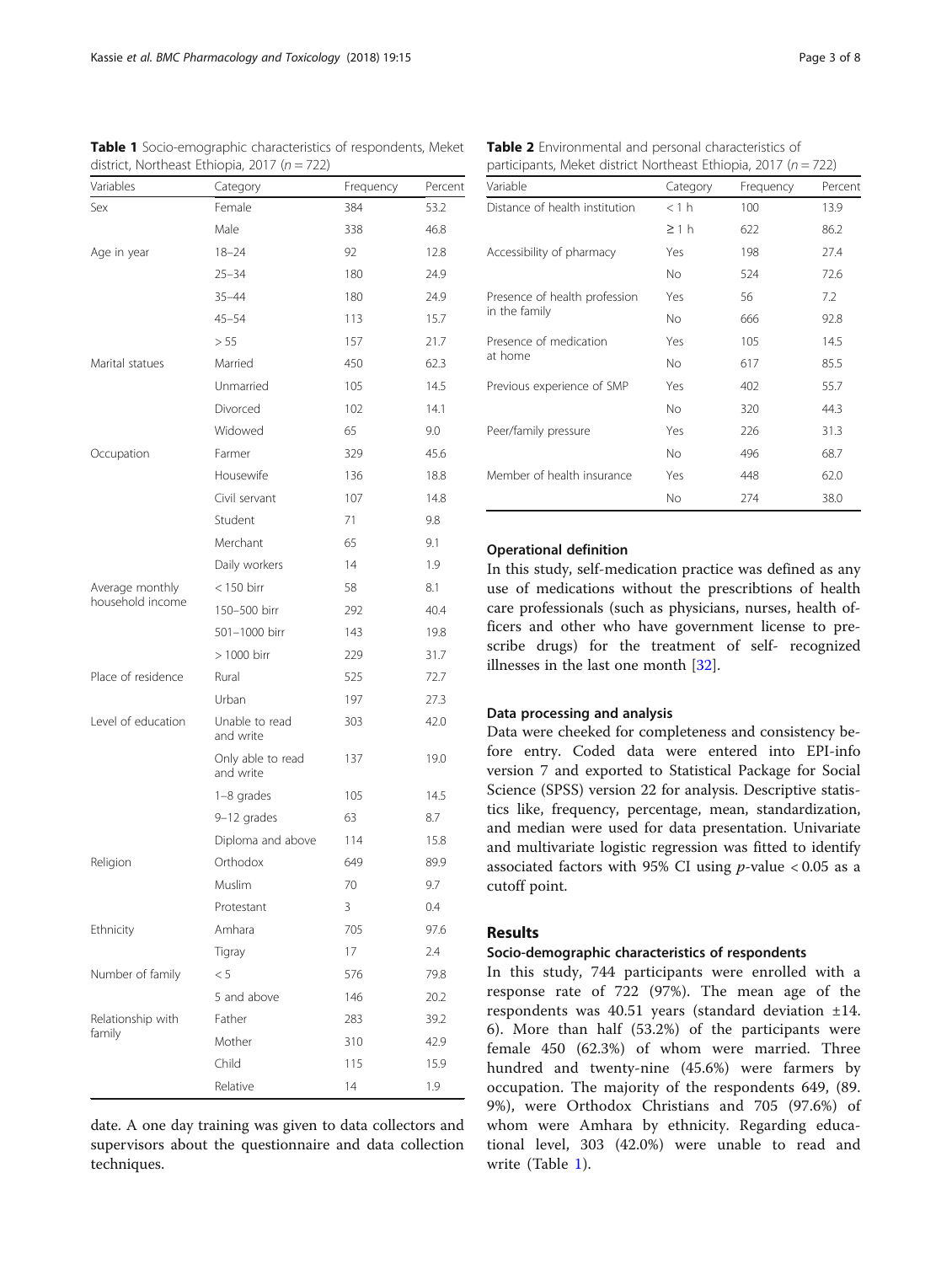**Table 1** Socio-emographic characteristics of respondents, Meket district, Northeast Ethiopia, 2017 ($n = 722$)

| Variables | Category | Frequency | Percent |
|---|---|---|---|
| Sex | Female | 384 | 53.2 |
| | Male | 338 | 46.8 |
| Age in year | 18–24 | 92 | 12.8 |
| | 25–34 | 180 | 24.9 |
| | 35–44 | 180 | 24.9 |
| | 45–54 | 113 | 15.7 |
| | > 55 | 157 | 21.7 |
| Marital statues | Married | 450 | 62.3 |
| | Unmarried | 105 | 14.5 |
| | Divorced | 102 | 14.1 |
| | Widowed | 65 | 9.0 |
| Occupation | Farmer | 329 | 45.6 |
| | Housewife | 136 | 18.8 |
| | Civil servant | 107 | 14.8 |
| | Student | 71 | 9.8 |
| | Merchant | 65 | 9.1 |
| | Daily workers | 14 | 1.9 |
| Average monthly household income | < 150 birr | 58 | 8.1 |
| | 150–500 birr | 292 | 40.4 |
| | 501–1000 birr | 143 | 19.8 |
| | > 1000 birr | 229 | 31.7 |
| Place of residence | Rural | 525 | 72.7 |
| | Urban | 197 | 27.3 |
| Level of education | Unable to read and write | 303 | 42.0 |
| | Only able to read and write | 137 | 19.0 |
| | 1–8 grades | 105 | 14.5 |
| | 9–12 grades | 63 | 8.7 |
| | Diploma and above | 114 | 15.8 |
| Religion | Orthodox | 649 | 89.9 |
| | Muslim | 70 | 9.7 |
| | Protestant | 3 | 0.4 |
| Ethnicity | Amhara | 705 | 97.6 |
| | Tigray | 17 | 2.4 |
| Number of family | < 5 | 576 | 79.8 |
| | 5 and above | 146 | 20.2 |
| Relationship with family | Father | 283 | 39.2 |
| | Mother | 310 | 42.9 |
| | Child | 115 | 15.9 |
| | Relative | 14 | 1.9 |

date. A one day training was given to data collectors and supervisors about the questionnaire and data collection techniques.

**Table 2** Environmental and personal characteristics of participants, Meket district Northeast Ethiopia, 2017 ($n = 722$)

| Variable | Category | Frequency | Percent |
|---|---|---|---|
| Distance of health institution | < 1 h | 100 | 13.9 |
| | ≥ 1 h | 622 | 86.2 |
| Accessibility of pharmacy | Yes | 198 | 27.4 |
| | No | 524 | 72.6 |
| Presence of health profession in the family | Yes | 56 | 7.2 |
| | No | 666 | 92.8 |
| Presence of medication at home | Yes | 105 | 14.5 |
| | No | 617 | 85.5 |
| Previous experience of SMP | Yes | 402 | 55.7 |
| | No | 320 | 44.3 |
| Peer/family pressure | Yes | 226 | 31.3 |
| | No | 496 | 68.7 |
| Member of health insurance | Yes | 448 | 62.0 |
| | No | 274 | 38.0 |

### Operational definition

In this study, self-medication practice was defined as any use of medications without the prescribtions of health care professionals (such as physicians, nurses, health officers and other who have government license to prescribe drugs) for the treatment of self- recognized illnesses in the last one month [32].

### Data processing and analysis

Data were cheeked for completeness and consistency before entry. Coded data were entered into EPI-info version 7 and exported to Statistical Package for Social Science (SPSS) version 22 for analysis. Descriptive statistics like, frequency, percentage, mean, standardization, and median were used for data presentation. Univariate and multivariate logistic regression was fitted to identify associated factors with 95% CI using $p$-value < 0.05 as a cutoff point.

## Results

### Socio-demographic characteristics of respondents

In this study, 744 participants were enrolled with a response rate of 722 (97%). The mean age of the respondents was 40.51 years (standard deviation ±14. 6). More than half (53.2%) of the participants were female 450 (62.3%) of whom were married. Three hundred and twenty-nine (45.6%) were farmers by occupation. The majority of the respondents 649, (89. 9%), were Orthodox Christians and 705 (97.6%) of whom were Amhara by ethnicity. Regarding educational level, 303 (42.0%) were unable to read and write (Table 1).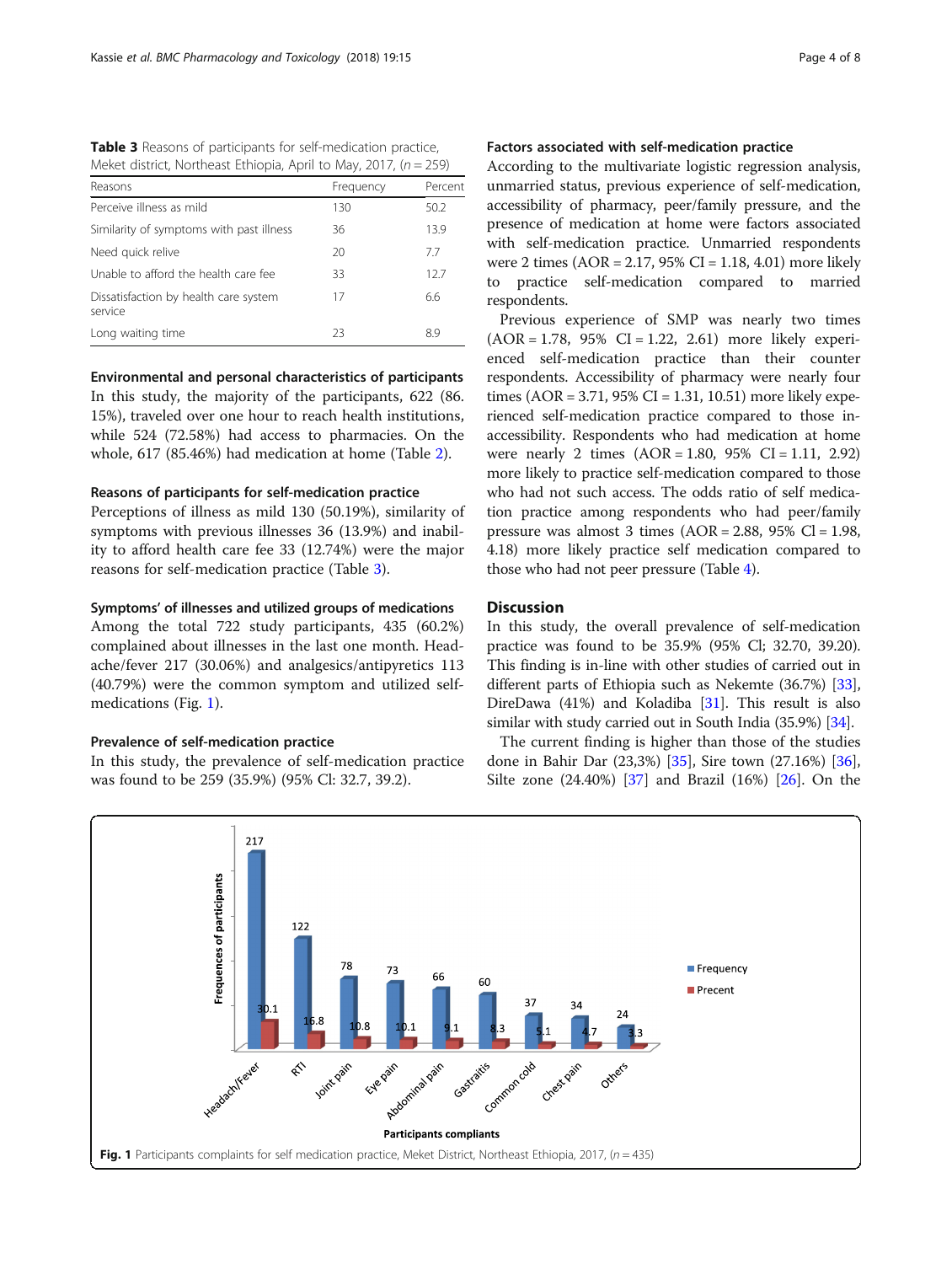**Table 3** Reasons of participants for self-medication practice, Meket district, Northeast Ethiopia, April to May, 2017, ($n = 259$)

| Reasons | Frequency | Percent |
|---|---|---|
| Perceive illness as mild | 130 | 50.2 |
| Similarity of symptoms with past illness | 36 | 13.9 |
| Need quick relive | 20 | 7.7 |
| Unable to afford the health care fee | 33 | 12.7 |
| Dissatisfaction by health care system service | 17 | 6.6 |
| Long waiting time | 23 | 8.9 |

### Environmental and personal characteristics of participants

In this study, the majority of the participants, 622 (86.15%), traveled over one hour to reach health institutions, while 524 (72.58%) had access to pharmacies. On the whole, 617 (85.46%) had medication at home (Table 2).

### Reasons of participants for self-medication practice

Perceptions of illness as mild 130 (50.19%), similarity of symptoms with previous illnesses 36 (13.9%) and inability to afford health care fee 33 (12.74%) were the major reasons for self-medication practice (Table 3).

### Symptoms' of illnesses and utilized groups of medications

Among the total 722 study participants, 435 (60.2%) complained about illnesses in the last one month. Headache/fever 217 (30.06%) and analgesics/antipyretics 113 (40.79%) were the common symptom and utilized self-medications (Fig. 1).

### Prevalence of self-medication practice

In this study, the prevalence of self-medication practice was found to be 259 (35.9%) (95% Cl: 32.7, 39.2).

### Factors associated with self-medication practice

According to the multivariate logistic regression analysis, unmarried status, previous experience of self-medication, accessibility of pharmacy, peer/family pressure, and the presence of medication at home were factors associated with self-medication practice. Unmarried respondents were 2 times (AOR = 2.17, 95% CI = 1.18, 4.01) more likely to practice self-medication compared to married respondents.

Previous experience of SMP was nearly two times (AOR = 1.78, 95% CI = 1.22, 2.61) more likely experienced self-medication practice than their counter respondents. Accessibility of pharmacy were nearly four times (AOR = 3.71, 95% CI = 1.31, 10.51) more likely experienced self-medication practice compared to those inaccessibility. Respondents who had medication at home were nearly 2 times (AOR = 1.80, 95% CI = 1.11, 2.92) more likely to practice self-medication compared to those who had not such access. The odds ratio of self medication practice among respondents who had peer/family pressure was almost 3 times (AOR = 2.88, 95% Cl = 1.98, 4.18) more likely practice self medication compared to those who had not peer pressure (Table 4).

## Discussion

In this study, the overall prevalence of self-medication practice was found to be 35.9% (95% Cl; 32.70, 39.20). This finding is in-line with other studies of carried out in different parts of Ethiopia such as Nekemte (36.7%) [33], DireDawa (41%) and Koladiba [31]. This result is also similar with study carried out in South India (35.9%) [34].

The current finding is higher than those of the studies done in Bahir Dar (23,3%) [35], Sire town (27.16%) [36], Silte zone (24.40%) [37] and Brazil (16%) [26]. On the

**Fig. 1** Participants complaints for self medication practice, Meket District, Northeast Ethiopia, 2017, ($n = 435$)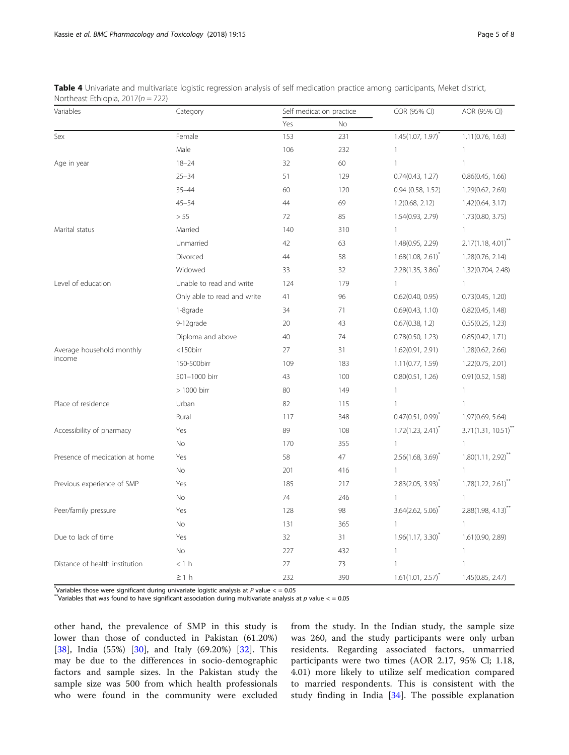**Table 4** Univariate and multivariate logistic regression analysis of self medication practice among participants, Meket district, Northeast Ethiopia, 2017($n = 722$)

| Variables | Category | Self medication practice | | COR (95% CI) | AOR (95% CI) |
|---|---|---|---|---|---|
| | | Yes | No | | |
| Sex | Female | 153 | 231 | 1.45(1.07, 1.97)* | 1.11(0.76, 1.63) |
| | Male | 106 | 232 | 1 | 1 |
| Age in year | 18–24 | 32 | 60 | 1 | 1 |
| | 25–34 | 51 | 129 | 0.74(0.43, 1.27) | 0.86(0.45, 1.66) |
| | 35–44 | 60 | 120 | 0.94 (0.58, 1.52) | 1.29(0.62, 2.69) |
| | 45–54 | 44 | 69 | 1.2(0.68, 2.12) | 1.42(0.64, 3.17) |
| | > 55 | 72 | 85 | 1.54(0.93, 2.79) | 1.73(0.80, 3.75) |
| Marital status | Married | 140 | 310 | 1 | 1 |
| | Unmarried | 42 | 63 | 1.48(0.95, 2.29) | 2.17(1.18, 4.01)** |
| | Divorced | 44 | 58 | 1.68(1.08, 2.61)* | 1.28(0.76, 2.14) |
| | Widowed | 33 | 32 | 2.28(1.35, 3.86)* | 1.32(0.704, 2.48) |
| Level of education | Unable to read and write | 124 | 179 | 1 | 1 |
| | Only able to read and write | 41 | 96 | 0.62(0.40, 0.95) | 0.73(0.45, 1.20) |
| | 1-8grade | 34 | 71 | 0.69(0.43, 1.10) | 0.82(0.45, 1.48) |
| | 9-12grade | 20 | 43 | 0.67(0.38, 1.2) | 0.55(0.25, 1.23) |
| | Diploma and above | 40 | 74 | 0.78(0.50, 1.23) | 0.85(0.42, 1.71) |
| Average household monthly income | <150birr | 27 | 31 | 1.62(0.91, 2.91) | 1.28(0.62, 2.66) |
| | 150-500birr | 109 | 183 | 1.11(0.77, 1.59) | 1.22(0.75, 2.01) |
| | 501–1000 birr | 43 | 100 | 0.80(0.51, 1.26) | 0.91(0.52, 1.58) |
| | > 1000 birr | 80 | 149 | 1 | 1 |
| Place of residence | Urban | 82 | 115 | 1 | 1 |
| | Rural | 117 | 348 | 0.47(0.51, 0.99)* | 1.97(0.69, 5.64) |
| Accessibility of pharmacy | Yes | 89 | 108 | 1.72(1.23, 2.41)* | 3.71(1.31, 10.51)** |
| | No | 170 | 355 | 1 | 1 |
| Presence of medication at home | Yes | 58 | 47 | 2.56(1.68, 3.69)* | 1.80(1.11, 2.92)** |
| | No | 201 | 416 | 1 | 1 |
| Previous experience of SMP | Yes | 185 | 217 | 2.83(2.05, 3.93)* | 1.78(1.22, 2.61)** |
| | No | 74 | 246 | 1 | 1 |
| Peer/family pressure | Yes | 128 | 98 | 3.64(2.62, 5.06)* | 2.88(1.98, 4.13)** |
| | No | 131 | 365 | 1 | 1 |
| Due to lack of time | Yes | 32 | 31 | 1.96(1.17, 3.30)* | 1.61(0.90, 2.89) |
| | No | 227 | 432 | 1 | 1 |
| Distance of health institution | < 1 h | 27 | 73 | 1 | 1 |
| | ≥ 1 h | 232 | 390 | 1.61(1.01, 2.57)* | 1.45(0.85, 2.47) |

*Variables those were significant during univariate logistic analysis at $P$ value $<= 0.05$
**Variables that was found to have significant association during multivariate analysis at $p$ value $<= 0.05$

other hand, the prevalence of SMP in this study is lower than those of conducted in Pakistan (61.20%) [38], India (55%) [30], and Italy (69.20%) [32]. This may be due to the differences in socio-demographic factors and sample sizes. In the Pakistan study the sample size was 500 from which health professionals who were found in the community were excluded from the study. In the Indian study, the sample size was 260, and the study participants were only urban residents. Regarding associated factors, unmarried participants were two times (AOR 2.17, 95% Cl; 1.18, 4.01) more likely to utilize self medication compared to married respondents. This is consistent with the study finding in India [34]. The possible explanation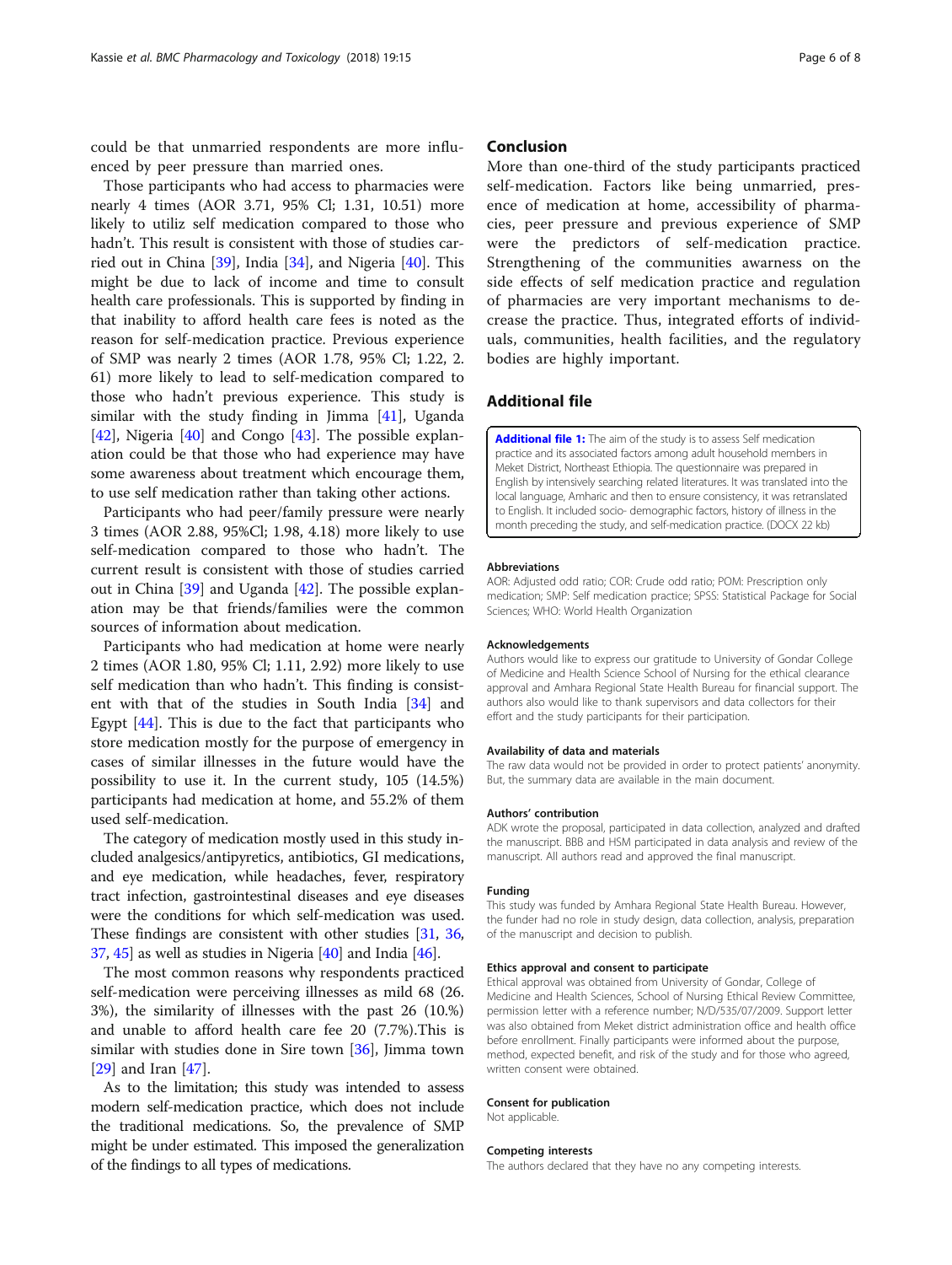could be that unmarried respondents are more influenced by peer pressure than married ones.

Those participants who had access to pharmacies were nearly 4 times (AOR 3.71, 95% Cl; 1.31, 10.51) more likely to utiliz self medication compared to those who hadn't. This result is consistent with those of studies carried out in China [39], India [34], and Nigeria [40]. This might be due to lack of income and time to consult health care professionals. This is supported by finding in that inability to afford health care fees is noted as the reason for self-medication practice. Previous experience of SMP was nearly 2 times (AOR 1.78, 95% Cl; 1.22, 2.61) more likely to lead to self-medication compared to those who hadn't previous experience. This study is similar with the study finding in Jimma [41], Uganda [42], Nigeria [40] and Congo [43]. The possible explanation could be that those who had experience may have some awareness about treatment which encourage them, to use self medication rather than taking other actions.

Participants who had peer/family pressure were nearly 3 times (AOR 2.88, 95%Cl; 1.98, 4.18) more likely to use self-medication compared to those who hadn't. The current result is consistent with those of studies carried out in China [39] and Uganda [42]. The possible explanation may be that friends/families were the common sources of information about medication.

Participants who had medication at home were nearly 2 times (AOR 1.80, 95% Cl; 1.11, 2.92) more likely to use self medication than who hadn't. This finding is consistent with that of the studies in South India [34] and Egypt [44]. This is due to the fact that participants who store medication mostly for the purpose of emergency in cases of similar illnesses in the future would have the possibility to use it. In the current study, 105 (14.5%) participants had medication at home, and 55.2% of them used self-medication.

The category of medication mostly used in this study included analgesics/antipyretics, antibiotics, GI medications, and eye medication, while headaches, fever, respiratory tract infection, gastrointestinal diseases and eye diseases were the conditions for which self-medication was used. These findings are consistent with other studies [31, 36, 37, 45] as well as studies in Nigeria [40] and India [46].

The most common reasons why respondents practiced self-medication were perceiving illnesses as mild 68 (26.3%), the similarity of illnesses with the past 26 (10.%) and unable to afford health care fee 20 (7.7%).This is similar with studies done in Sire town [36], Jimma town [29] and Iran [47].

As to the limitation; this study was intended to assess modern self-medication practice, which does not include the traditional medications. So, the prevalence of SMP might be under estimated. This imposed the generalization of the findings to all types of medications.

## Conclusion

More than one-third of the study participants practiced self-medication. Factors like being unmarried, presence of medication at home, accessibility of pharmacies, peer pressure and previous experience of SMP were the predictors of self-medication practice. Strengthening of the communities awarness on the side effects of self medication practice and regulation of pharmacies are very important mechanisms to decrease the practice. Thus, integrated efforts of individuals, communities, health facilities, and the regulatory bodies are highly important.

## Additional file

**Additional file 1:** The aim of the study is to assess Self medication practice and its associated factors among adult household members in Meket District, Northeast Ethiopia. The questionnaire was prepared in English by intensively searching related literatures. It was translated into the local language, Amharic and then to ensure consistency, it was retranslated to English. It included socio- demographic factors, history of illness in the month preceding the study, and self-medication practice. (DOCX 22 kb)

### Abbreviations

AOR: Adjusted odd ratio; COR: Crude odd ratio; POM: Prescription only medication; SMP: Self medication practice; SPSS: Statistical Package for Social Sciences; WHO: World Health Organization

### Acknowledgements

Authors would like to express our gratitude to University of Gondar College of Medicine and Health Science School of Nursing for the ethical clearance approval and Amhara Regional State Health Bureau for financial support. The authors also would like to thank supervisors and data collectors for their effort and the study participants for their participation.

### Availability of data and materials

The raw data would not be provided in order to protect patients' anonymity. But, the summary data are available in the main document.

### Authors' contribution

ADK wrote the proposal, participated in data collection, analyzed and drafted the manuscript. BBB and HSM participated in data analysis and review of the manuscript. All authors read and approved the final manuscript.

### Funding

This study was funded by Amhara Regional State Health Bureau. However, the funder had no role in study design, data collection, analysis, preparation of the manuscript and decision to publish.

### Ethics approval and consent to participate

Ethical approval was obtained from University of Gondar, College of Medicine and Health Sciences, School of Nursing Ethical Review Committee, permission letter with a reference number; N/D/535/07/2009. Support letter was also obtained from Meket district administration office and health office before enrollment. Finally participants were informed about the purpose, method, expected benefit, and risk of the study and for those who agreed, written consent were obtained.

### Consent for publication

Not applicable.

### Competing interests

The authors declared that they have no any competing interests.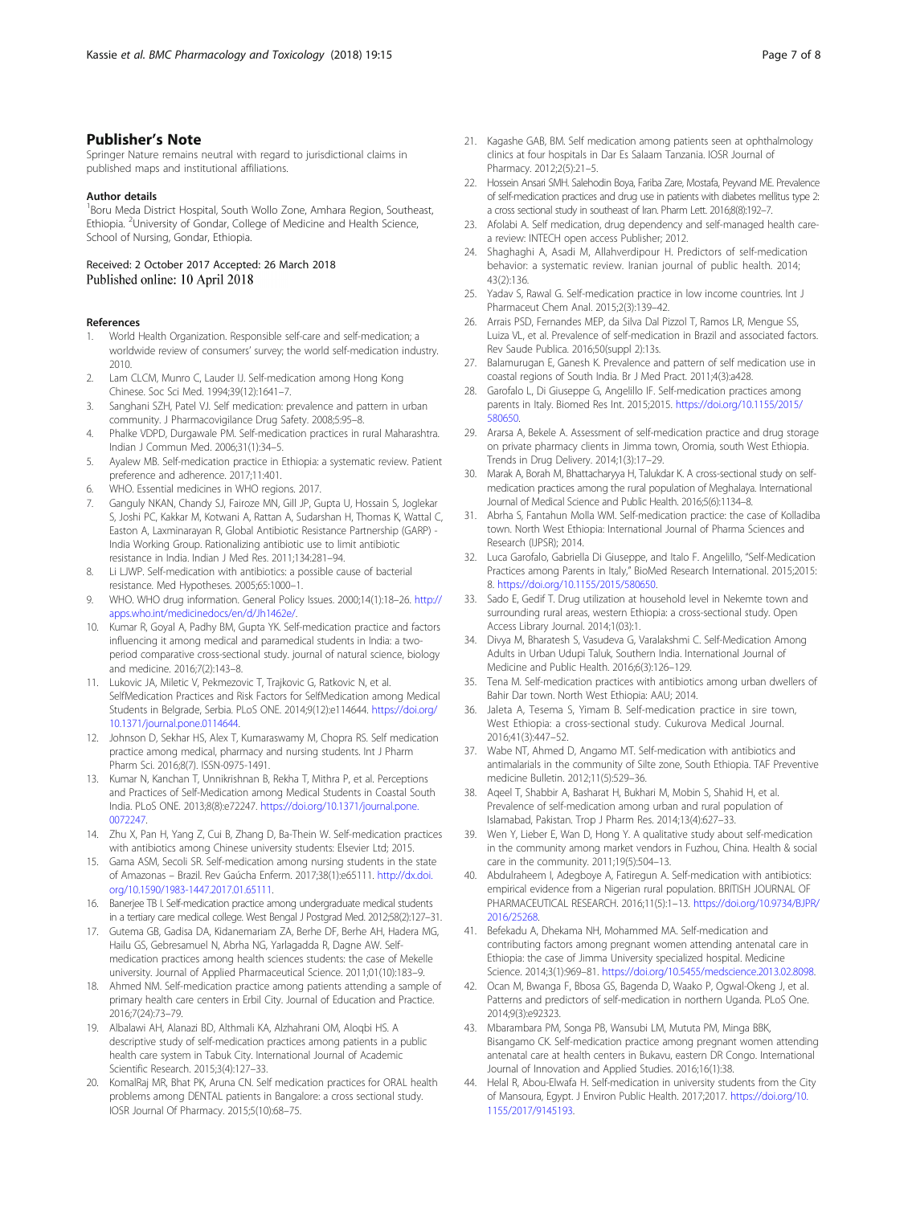## Publisher's Note

Springer Nature remains neutral with regard to jurisdictional claims in published maps and institutional affiliations.

### Author details

[1]Boru Meda District Hospital, South Wollo Zone, Amhara Region, Southeast, Ethiopia. [2]University of Gondar, College of Medicine and Health Science, School of Nursing, Gondar, Ethiopia.

Received: 2 October 2017 Accepted: 26 March 2018
Published online: 10 April 2018

### References

1. World Health Organization. Responsible self-care and self-medication; a worldwide review of consumers' survey; the world self-medication industry. 2010.
2. Lam CLCM, Munro C, Lauder IJ. Self-medication among Hong Kong Chinese. Soc Sci Med. 1994;39(12):1641–7.
3. Sanghani SZH, Patel VJ. Self medication: prevalence and pattern in urban community. J Pharmacovigilance Drug Safety. 2008;5:95–8.
4. Phalke VDPD, Durgawale PM. Self-medication practices in rural Maharashtra. Indian J Commun Med. 2006;31(1):34–5.
5. Ayalew MB. Self-medication practice in Ethiopia: a systematic review. Patient preference and adherence. 2017;11:401.
6. WHO. Essential medicines in WHO regions. 2017.
7. Ganguly NKAN, Chandy SJ, Fairoze MN, Gill JP, Gupta U, Hossain S, Joglekar S, Joshi PC, Kakkar M, Kotwani A, Rattan A, Sudarshan H, Thomas K, Wattal C, Easton A, Laxminarayan R, Global Antibiotic Resistance Partnership (GARP) - India Working Group. Rationalizing antibiotic use to limit antibiotic resistance in India. Indian J Med Res. 2011;134:281–94.
8. Li LJWP. Self-medication with antibiotics: a possible cause of bacterial resistance. Med Hypotheses. 2005;65:1000–1.
9. WHO. WHO drug information. General Policy Issues. 2000;14(1):18–26. http://apps.who.int/medicinedocs/en/d/Jh1462e/.
10. Kumar R, Goyal A, Padhy BM, Gupta YK. Self-medication practice and factors influencing it among medical and paramedical students in India: a two-period comparative cross-sectional study. journal of natural science, biology and medicine. 2016;7(2):143–8.
11. Lukovic JA, Miletic V, Pekmezovic T, Trajkovic G, Ratkovic N, et al. SelfMedication Practices and Risk Factors for SelfMedication among Medical Students in Belgrade, Serbia. PLoS ONE. 2014;9(12):e114644. https://doi.org/10.1371/journal.pone.0114644.
12. Johnson D, Sekhar HS, Alex T, Kumaraswamy M, Chopra RS. Self medication practice among medical, pharmacy and nursing students. Int J Pharm Pharm Sci. 2016;8(7). ISSN-0975-1491.
13. Kumar N, Kanchan T, Unnikrishnan B, Rekha T, Mithra P, et al. Perceptions and Practices of Self-Medication among Medical Students in Coastal South India. PLoS ONE. 2013;8(8):e72247. https://doi.org/10.1371/journal.pone.0072247.
14. Zhu X, Pan H, Yang Z, Cui B, Zhang D, Ba-Thein W. Self-medication practices with antibiotics among Chinese university students: Elsevier Ltd; 2015.
15. Gama ASM, Secoli SR. Self-medication among nursing students in the state of Amazonas – Brazil. Rev Gaúcha Enferm. 2017;38(1):e65111. http://dx.doi.org/10.1590/1983-1447.2017.01.65111.
16. Banerjee TB I. Self-medication practice among undergraduate medical students in a tertiary care medical college. West Bengal J Postgrad Med. 2012;58(2):127–31.
17. Gutema GB, Gadisa DA, Kidanemariam ZA, Berhe DF, Berhe AH, Hadera MG, Hailu GS, Gebresamuel N, Abrha NG, Yarlagadda R, Dagne AW. Self-medication practices among health sciences students: the case of Mekelle university. Journal of Applied Pharmaceutical Science. 2011;01(10):183–9.
18. Ahmed NM. Self-medication practice among patients attending a sample of primary health care centers in Erbil City. Journal of Education and Practice. 2016;7(24):73–79.
19. Albalawi AH, Alanazi BD, Althmali KA, Alzhahrani OM, Aloqbi HS. A descriptive study of self-medication practices among patients in a public health care system in Tabuk City. International Journal of Academic Scientific Research. 2015;3(4):127–33.
20. KomalRaj MR, Bhat PK, Aruna CN. Self medication practices for ORAL health problems among DENTAL patients in Bangalore: a cross sectional study. IOSR Journal Of Pharmacy. 2015;5(10):68–75.
21. Kagashe GAB, BM. Self medication among patients seen at ophthalmology clinics at four hospitals in Dar Es Salaam Tanzania. IOSR Journal of Pharmacy. 2012;2(5):21–5.
22. Hossein Ansari SMH. Salehodin Boya, Fariba Zare, Mostafa, Peyvand ME. Prevalence of self-medication practices and drug use in patients with diabetes mellitus type 2: a cross sectional study in southeast of Iran. Pharm Lett. 2016;8(8):192–7.
23. Afolabi A. Self medication, drug dependency and self-managed health care-a review: INTECH open access Publisher; 2012.
24. Shaghaghi A, Asadi M, Allahverdipour H. Predictors of self-medication behavior: a systematic review. Iranian journal of public health. 2014;43(2):136.
25. Yadav S, Rawal G. Self-medication practice in low income countries. Int J Pharmaceut Chem Anal. 2015;2(3):139–42.
26. Arrais PSD, Fernandes MEP, da Silva Dal Pizzol T, Ramos LR, Mengue SS, Luiza VL, et al. Prevalence of self-medication in Brazil and associated factors. Rev Saude Publica. 2016;50(suppl 2):13s.
27. Balamurugan E, Ganesh K. Prevalence and pattern of self medication use in coastal regions of South India. Br J Med Pract. 2011;4(3):a428.
28. Garofalo L, Di Giuseppe G, Angelillo IF. Self-medication practices among parents in Italy. Biomed Res Int. 2015;2015. https://doi.org/10.1155/2015/580650.
29. Ararsa A, Bekele A. Assessment of self-medication practice and drug storage on private pharmacy clients in Jimma town, Oromia, south West Ethiopia. Trends in Drug Delivery. 2014;1(3):17–29.
30. Marak A, Borah M, Bhattacharyya H, Talukdar K. A cross-sectional study on self-medication practices among the rural population of Meghalaya. International Journal of Medical Science and Public Health. 2016;5(6):1134–8.
31. Abrha S, Fantahun Molla WM. Self-medication practice: the case of Kolladiba town. North West Ethiopia: International Journal of Pharma Sciences and Research (IJPSR); 2014.
32. Luca Garofalo, Gabriella Di Giuseppe, and Italo F. Angelillo, "Self-Medication Practices among Parents in Italy," BioMed Research International. 2015;2015: 8. https://doi.org/10.1155/2015/580650.
33. Sado E, Gedif T. Drug utilization at household level in Nekemte town and surrounding rural areas, western Ethiopia: a cross-sectional study. Open Access Library Journal. 2014;1(03):1.
34. Divya M, Bharatesh S, Vasudeva G, Varalakshmi C. Self-Medication Among Adults in Urban Udupi Taluk, Southern India. International Journal of Medicine and Public Health. 2016;6(3):126–129.
35. Tena M. Self-medication practices with antibiotics among urban dwellers of Bahir Dar town. North West Ethiopia: AAU; 2014.
36. Jaleta A, Tesema S, Yimam B. Self-medication practice in sire town, West Ethiopia: a cross-sectional study. Cukurova Medical Journal. 2016;41(3):447–52.
37. Wabe NT, Ahmed D, Angamo MT. Self-medication with antibiotics and antimalarials in the community of Silte zone, South Ethiopia. TAF Preventive medicine Bulletin. 2012;11(5):529–36.
38. Aqeel T, Shabbir A, Basharat H, Bukhari M, Mobin S, Shahid H, et al. Prevalence of self-medication among urban and rural population of Islamabad, Pakistan. Trop J Pharm Res. 2014;13(4):627–33.
39. Wen Y, Lieber E, Wan D, Hong Y. A qualitative study about self-medication in the community among market vendors in Fuzhou, China. Health & social care in the community. 2011;19(5):504–13.
40. Abdulraheem I, Adegboye A, Fatiregun A. Self-medication with antibiotics: empirical evidence from a Nigerian rural population. BRITISH JOURNAL OF PHARMACEUTICAL RESEARCH. 2016;11(5):1–13. https://doi.org/10.9734/BJPR/2016/25268.
41. Befekadu A, Dhekama NH, Mohammed MA. Self-medication and contributing factors among pregnant women attending antenatal care in Ethiopia: the case of Jimma University specialized hospital. Medicine Science. 2014;3(1):969–81. https://doi.org/10.5455/medscience.2013.02.8098.
42. Ocan M, Bwanga F, Bbosa GS, Bagenda D, Waako P, Ogwal-Okeng J, et al. Patterns and predictors of self-medication in northern Uganda. PLoS One. 2014;9(3):e92323.
43. Mbarambara PM, Songa PB, Wansubi LM, Mututa PM, Minga BBK, Bisangamo CK. Self-medication practice among pregnant women attending antenatal care at health centers in Bukavu, eastern DR Congo. International Journal of Innovation and Applied Studies. 2016;16(1):38.
44. Helal R, Abou-Elwafa H. Self-medication in university students from the City of Mansoura, Egypt. J Environ Public Health. 2017;2017. https://doi.org/10.1155/2017/9145193.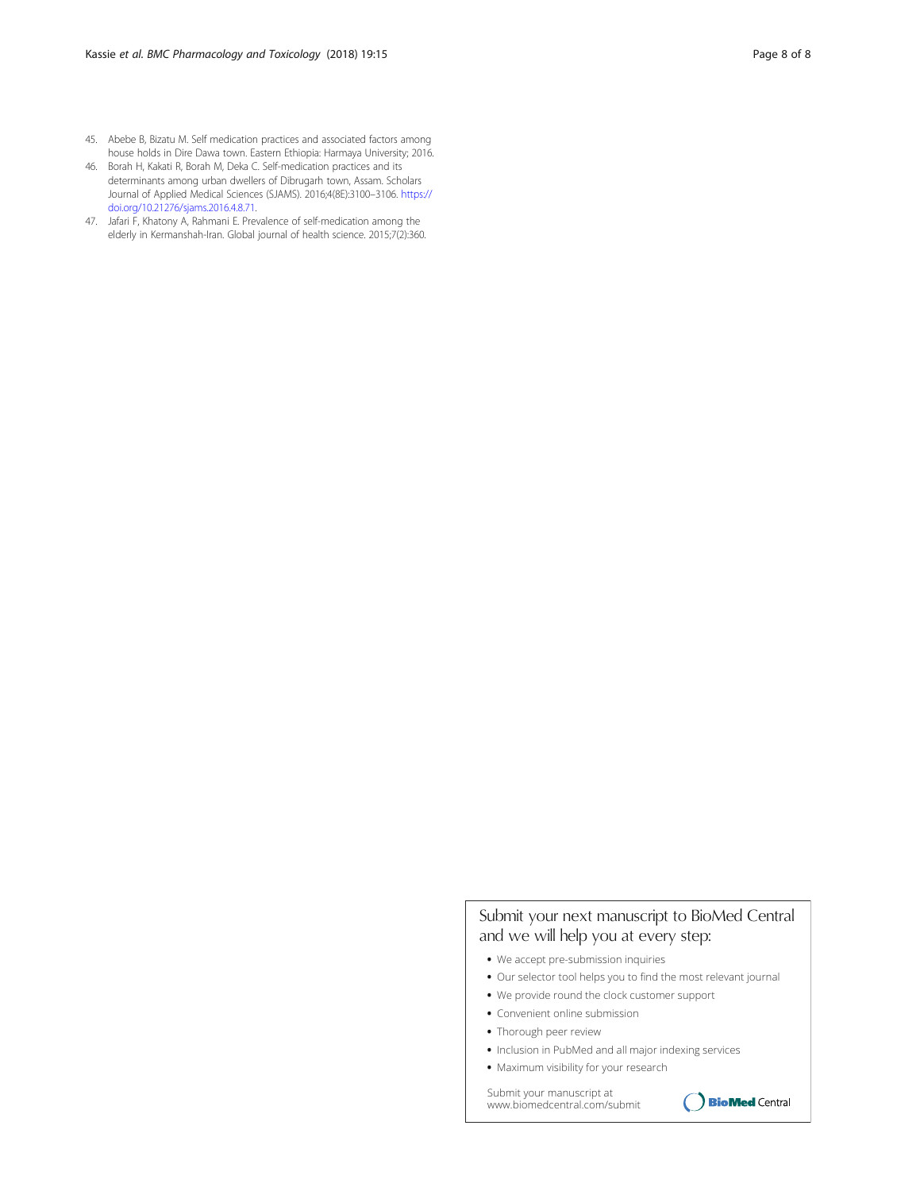45. Abebe B, Bizatu M. Self medication practices and associated factors among house holds in Dire Dawa town. Eastern Ethiopia: Harmaya University; 2016.
46. Borah H, Kakati R, Borah M, Deka C. Self-medication practices and its determinants among urban dwellers of Dibrugarh town, Assam. Scholars Journal of Applied Medical Sciences (SJAMS). 2016;4(8E):3100–3106. https://doi.org/10.21276/sjams.2016.4.8.71.
47. Jafari F, Khatony A, Rahmani E. Prevalence of self-medication among the elderly in Kermanshah-Iran. Global journal of health science. 2015;7(2):360.

Submit your next manuscript to BioMed Central and we will help you at every step:

- We accept pre-submission inquiries
- Our selector tool helps you to find the most relevant journal
- We provide round the clock customer support
- Convenient online submission
- Thorough peer review
- Inclusion in PubMed and all major indexing services
- Maximum visibility for your research

Submit your manuscript at
www.biomedcentral.com/submit

BioMed Central